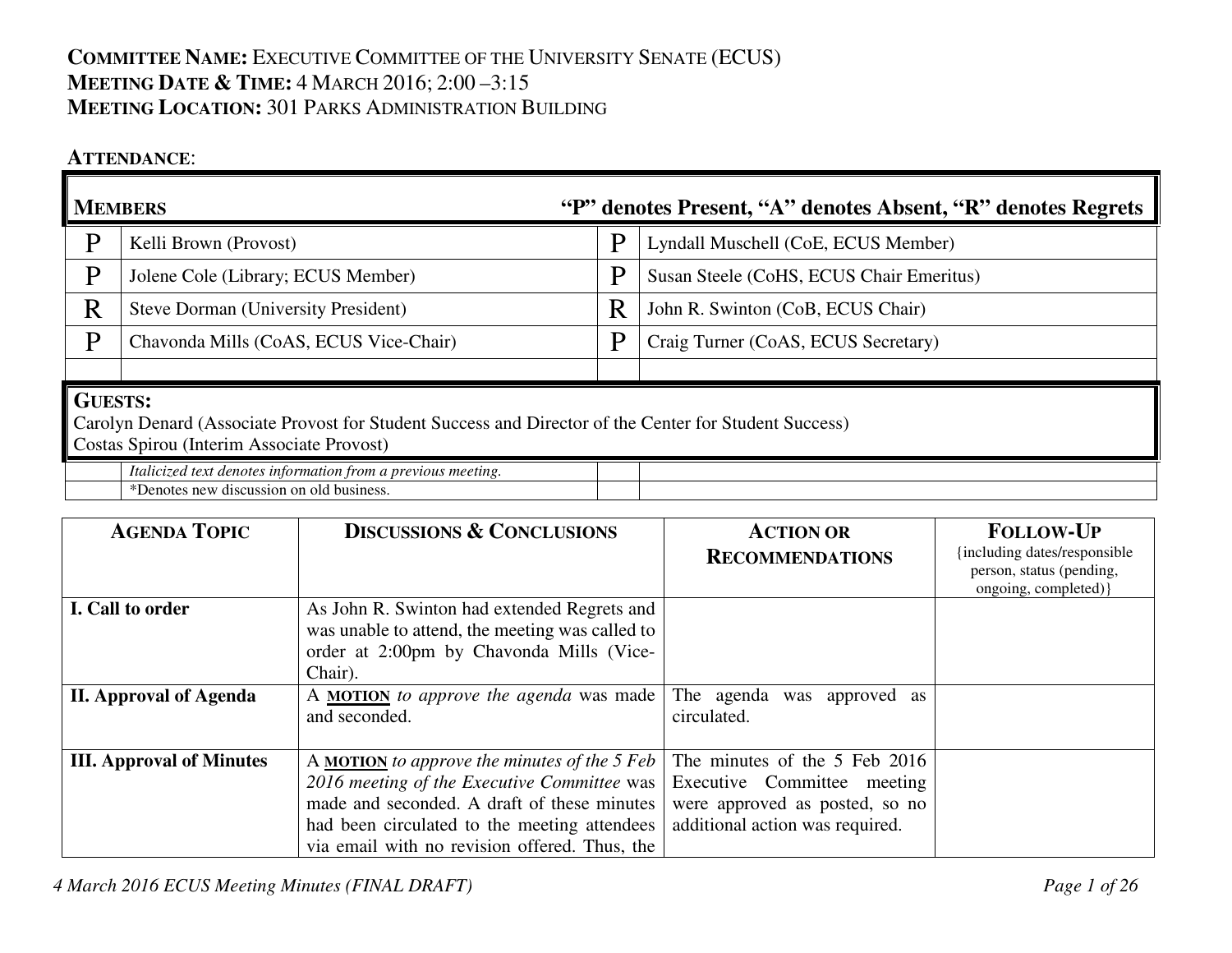**COMMITTEE NAME:** EXECUTIVE COMMITTEE OF THE UNIVERSITY SENATE (ECUS)
**MEETING DATE & TIME:** 4 MARCH 2016; 2:00 –3:15
**MEETING LOCATION:** 301 PARKS ADMINISTRATION BUILDING

**ATTENDANCE**:

| **MEMBERS** | | **"P" denotes Present, "A" denotes Absent, "R" denotes Regrets** | |
|---|---|---|---|
| P | Kelli Brown (Provost) | P | Lyndall Muschell (CoE, ECUS Member) |
| P | Jolene Cole (Library; ECUS Member) | P | Susan Steele (CoHS, ECUS Chair Emeritus) |
| R | Steve Dorman (University President) | R | John R. Swinton (CoB, ECUS Chair) |
| P | Chavonda Mills (CoAS, ECUS Vice-Chair) | P | Craig Turner (CoAS, ECUS Secretary) |
| | | | |

**GUESTS:**
Carolyn Denard (Associate Provost for Student Success and Director of the Center for Student Success)
Costas Spirou (Interim Associate Provost)

| | | | |
|---|---|---|---|
| | *Italicized text denotes information from a previous meeting.* | | |
| | *Denotes new discussion on old business. | | |

| **AGENDA TOPIC** | **DISCUSSIONS & CONCLUSIONS** | **ACTION OR RECOMMENDATIONS** | **FOLLOW-UP** {including dates/responsible person, status (pending, ongoing, completed)} |
|---|---|---|---|
| **I. Call to order** | As John R. Swinton had extended Regrets and was unable to attend, the meeting was called to order at 2:00pm by Chavonda Mills (Vice-Chair). | | |
| **II. Approval of Agenda** | A **MOTION** *to approve the agenda* was made and seconded. | The agenda was approved as circulated. | |
| **III. Approval of Minutes** | A **MOTION** *to approve the minutes of the 5 Feb 2016 meeting of the Executive Committee* was made and seconded. A draft of these minutes had been circulated to the meeting attendees via email with no revision offered. Thus, the | The minutes of the 5 Feb 2016 Executive Committee meeting were approved as posted, so no additional action was required. | |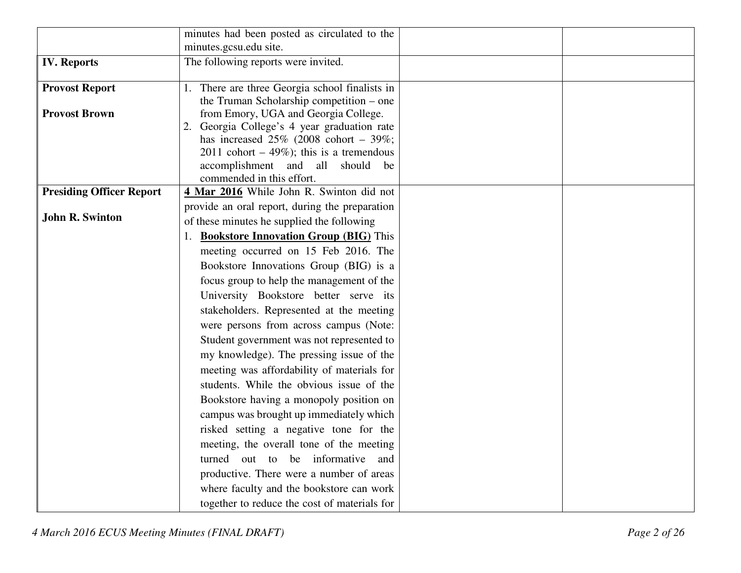| | | | |
|---|---|---|---|
| | minutes had been posted as circulated to the minutes.gcsu.edu site. | | |
| **IV. Reports** | The following reports were invited. | | |
| **Provost Report**<br><br>**Provost Brown** | 1. There are three Georgia school finalists in the Truman Scholarship competition – one from Emory, UGA and Georgia College.<br>2. Georgia College's 4 year graduation rate has increased 25% (2008 cohort – 39%; 2011 cohort – 49%); this is a tremendous accomplishment and all should be commended in this effort. | | |
| **Presiding Officer Report**<br><br>**John R. Swinton** | **4 Mar 2016** While John R. Swinton did not provide an oral report, during the preparation of these minutes he supplied the following<br>1. **Bookstore Innovation Group (BIG)** This meeting occurred on 15 Feb 2016. The Bookstore Innovations Group (BIG) is a focus group to help the management of the University Bookstore better serve its stakeholders. Represented at the meeting were persons from across campus (Note: Student government was not represented to my knowledge). The pressing issue of the meeting was affordability of materials for students. While the obvious issue of the Bookstore having a monopoly position on campus was brought up immediately which risked setting a negative tone for the meeting, the overall tone of the meeting turned out to be informative and productive. There were a number of areas where faculty and the bookstore can work together to reduce the cost of materials for | | |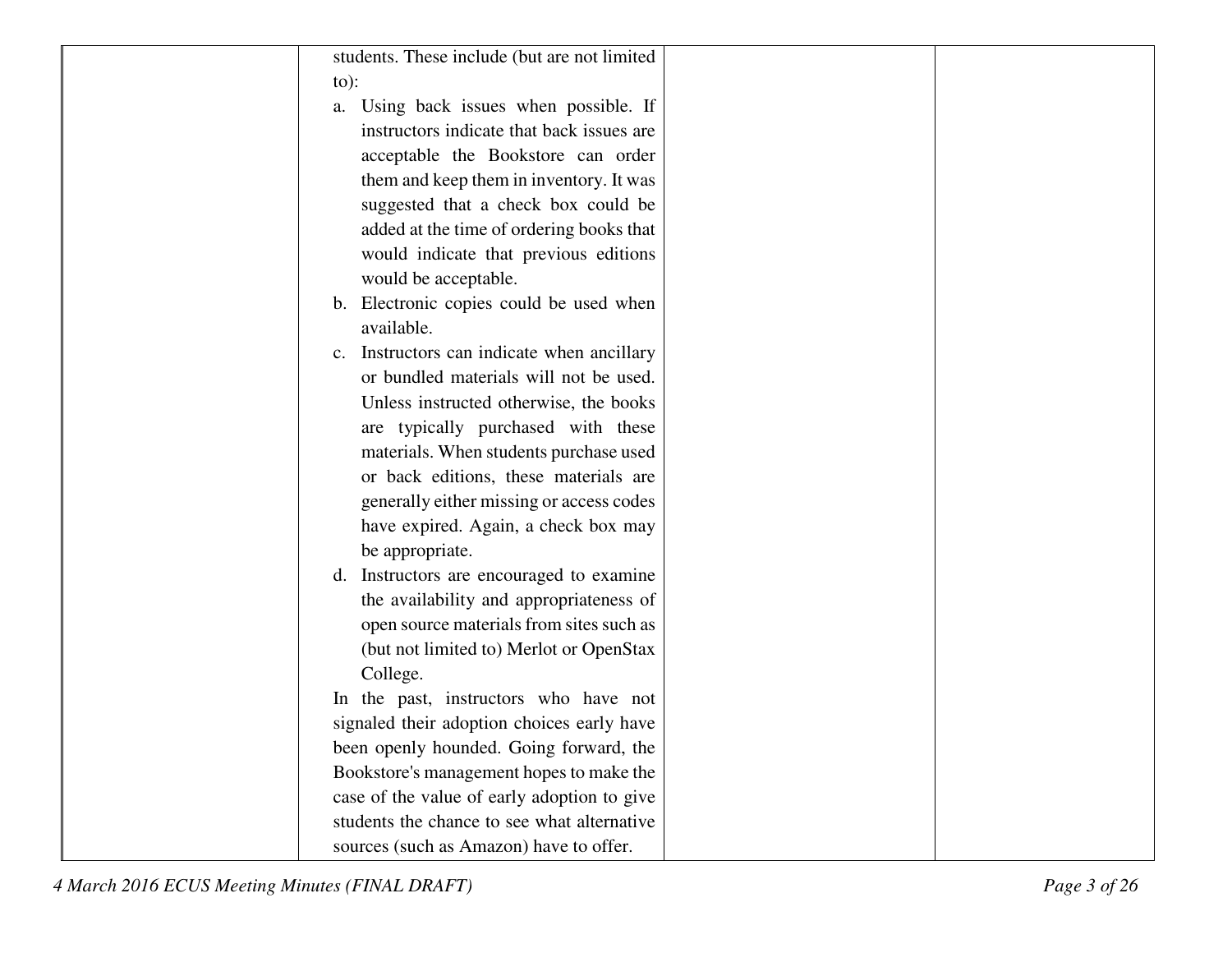| | | | |
|---|---|---|---|
| | students. These include (but are not limited to):<br>a. Using back issues when possible. If instructors indicate that back issues are acceptable the Bookstore can order them and keep them in inventory. It was suggested that a check box could be added at the time of ordering books that would indicate that previous editions would be acceptable.<br>b. Electronic copies could be used when available.<br>c. Instructors can indicate when ancillary or bundled materials will not be used. Unless instructed otherwise, the books are typically purchased with these materials. When students purchase used or back editions, these materials are generally either missing or access codes have expired. Again, a check box may be appropriate.<br>d. Instructors are encouraged to examine the availability and appropriateness of open source materials from sites such as (but not limited to) Merlot or OpenStax College.<br>In the past, instructors who have not signaled their adoption choices early have been openly hounded. Going forward, the Bookstore's management hopes to make the case of the value of early adoption to give students the chance to see what alternative sources (such as Amazon) have to offer. | | |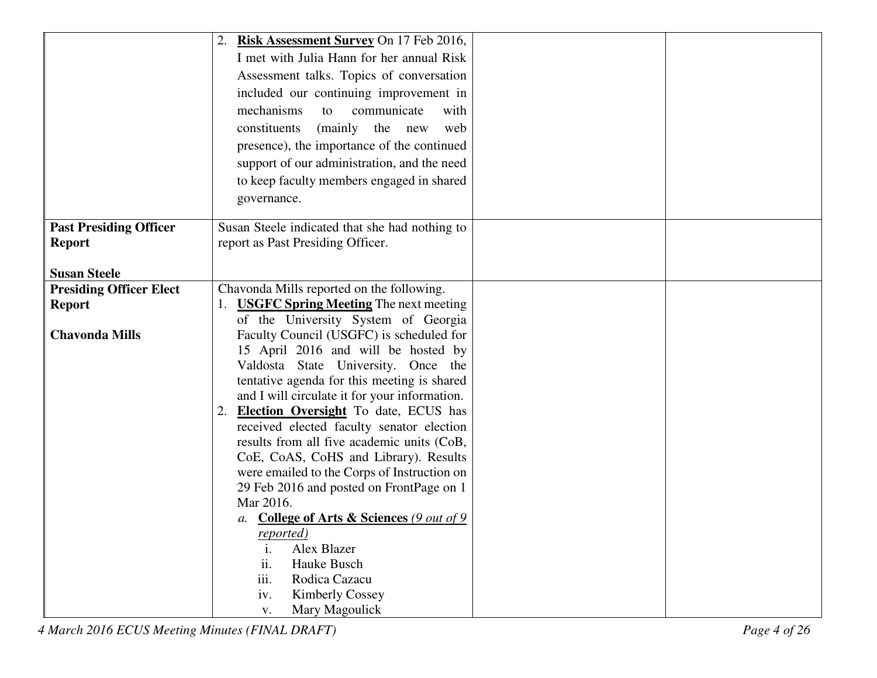| | | | |
|---|---|---|---|
| | 2. **<u>Risk Assessment Survey</u>** On 17 Feb 2016, I met with Julia Hann for her annual Risk Assessment talks. Topics of conversation included our continuing improvement in mechanisms to communicate with constituents (mainly the new web presence), the importance of the continued support of our administration, and the need to keep faculty members engaged in shared governance. | | |
| **Past Presiding Officer Report**<br><br>**Susan Steele** | Susan Steele indicated that she had nothing to report as Past Presiding Officer. | | |
| **Presiding Officer Elect Report**<br><br>**Chavonda Mills** | Chavonda Mills reported on the following.<br>1. **<u>USGFC Spring Meeting</u>** The next meeting of the University System of Georgia Faculty Council (USGFC) is scheduled for 15 April 2016 and will be hosted by Valdosta State University. Once the tentative agenda for this meeting is shared and I will circulate it for your information.<br>2. **<u>Election Oversight</u>** To date, ECUS has received elected faculty senator election results from all five academic units (CoB, CoE, CoAS, CoHS and Library). Results were emailed to the Corps of Instruction on 29 Feb 2016 and posted on FrontPage on 1 Mar 2016.<br>*a.* **<u>College of Arts & Sciences</u>** *<u>(9 out of 9 reported)</u>*<br>i. Alex Blazer<br>ii. Hauke Busch<br>iii. Rodica Cazacu<br>iv. Kimberly Cossey<br>v. Mary Magoulick | | |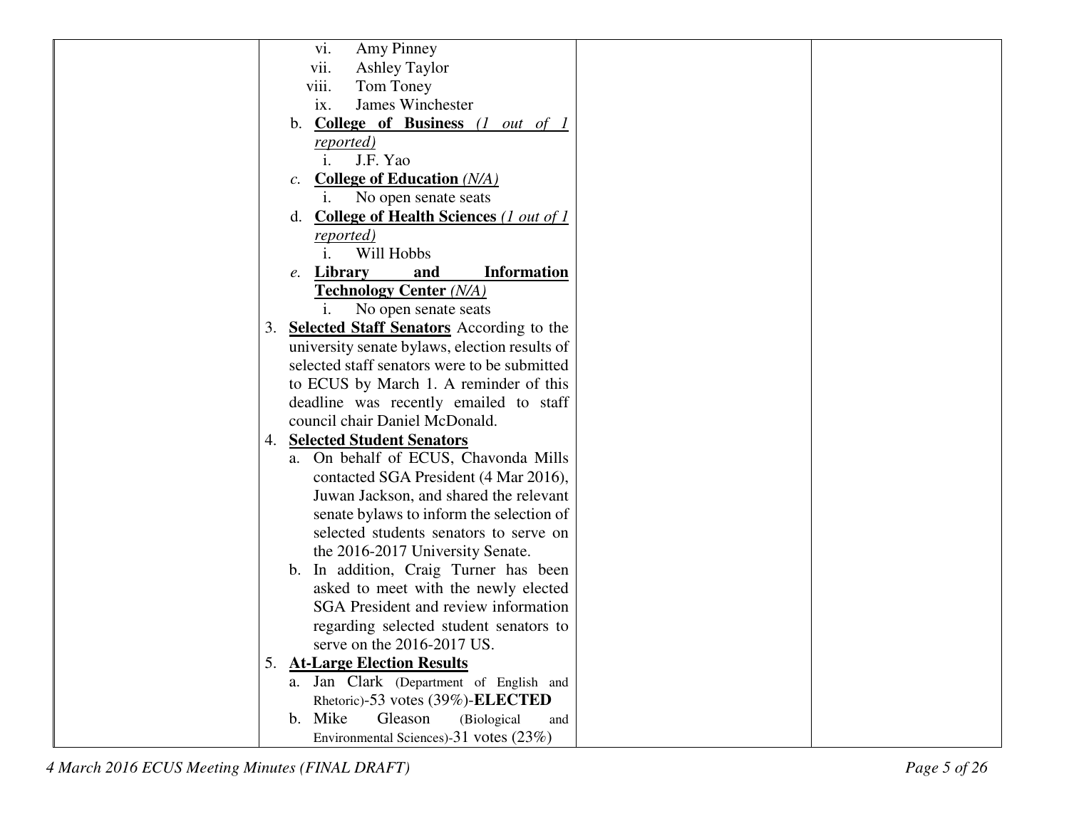| | | | |
|---|---|---|---|
| | vi. Amy Pinney<br>vii. Ashley Taylor<br>viii. Tom Toney<br>ix. James Winchester<br>b. **College of Business** *(1 out of 1 reported)*<br>i. J.F. Yao<br>*c.* **College of Education** *(N/A)*<br>i. No open senate seats<br>d. **College of Health Sciences** *(1 out of 1 reported)*<br>i. Will Hobbs<br>*e.* **Library and Information Technology Center** *(N/A)*<br>i. No open senate seats<br>3. **Selected Staff Senators** According to the university senate bylaws, election results of selected staff senators were to be submitted to ECUS by March 1. A reminder of this deadline was recently emailed to staff council chair Daniel McDonald.<br>4. **Selected Student Senators**<br>a. On behalf of ECUS, Chavonda Mills contacted SGA President (4 Mar 2016), Juwan Jackson, and shared the relevant senate bylaws to inform the selection of selected students senators to serve on the 2016-2017 University Senate.<br>b. In addition, Craig Turner has been asked to meet with the newly elected SGA President and review information regarding selected student senators to serve on the 2016-2017 US.<br>5. **At-Large Election Results**<br>a. Jan Clark (Department of English and Rhetoric)-53 votes (39%)-**ELECTED**<br>b. Mike Gleason (Biological and Environmental Sciences)-31 votes (23%) | | |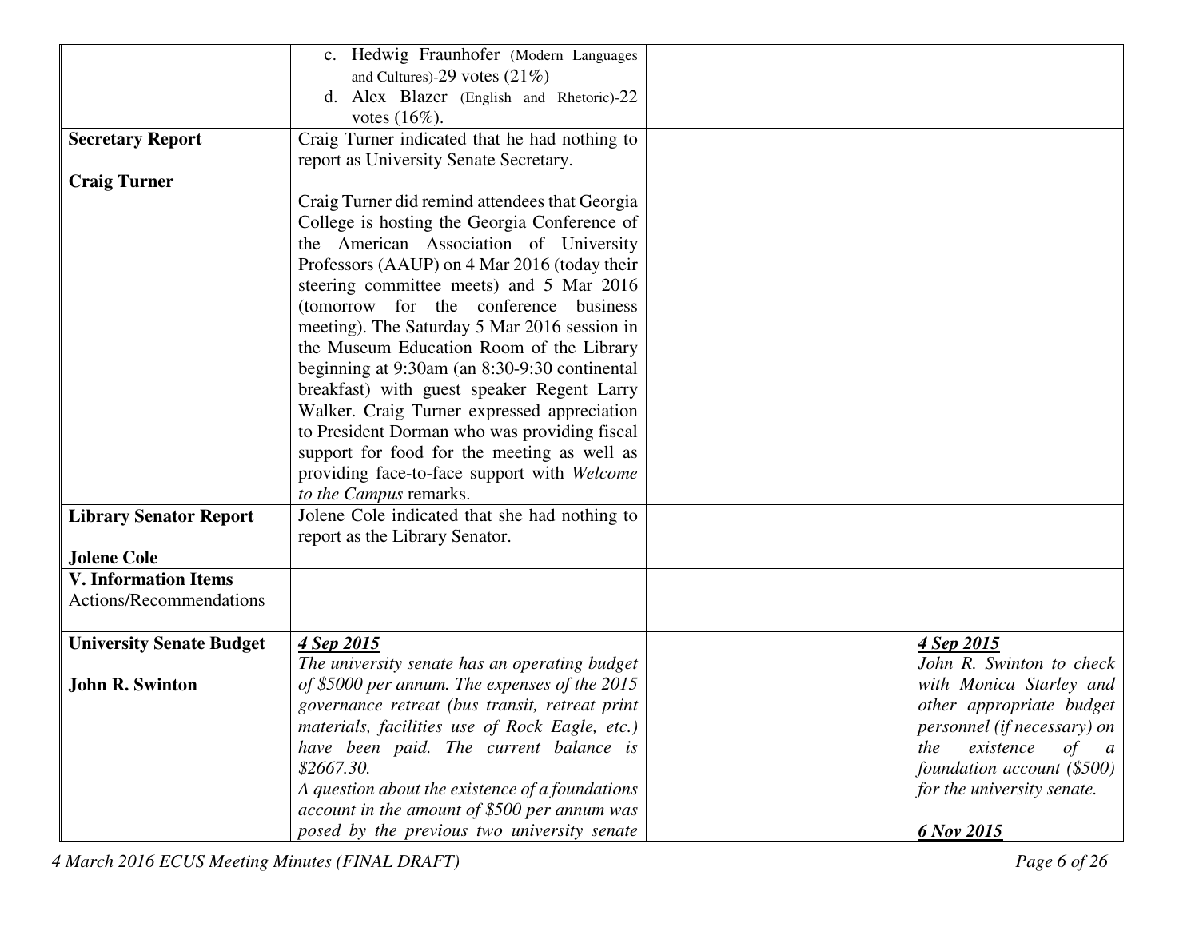| | | | |
|---|---|---|---|
| | c. Hedwig Fraunhofer (Modern Languages and Cultures)-29 votes (21%)<br>d. Alex Blazer (English and Rhetoric)-22 votes (16%). | | |
| **Secretary Report**<br><br>**Craig Turner** | Craig Turner indicated that he had nothing to report as University Senate Secretary.<br><br>Craig Turner did remind attendees that Georgia College is hosting the Georgia Conference of the American Association of University Professors (AAUP) on 4 Mar 2016 (today their steering committee meets) and 5 Mar 2016 (tomorrow for the conference business meeting). The Saturday 5 Mar 2016 session in the Museum Education Room of the Library beginning at 9:30am (an 8:30-9:30 continental breakfast) with guest speaker Regent Larry Walker. Craig Turner expressed appreciation to President Dorman who was providing fiscal support for food for the meeting as well as providing face-to-face support with *Welcome to the Campus* remarks. | | |
| **Library Senator Report**<br><br>**Jolene Cole** | Jolene Cole indicated that she had nothing to report as the Library Senator. | | |
| **V. Information Items**<br>Actions/Recommendations | | | |
| **University Senate Budget**<br><br>**John R. Swinton** | ***4 Sep 2015***<br>*The university senate has an operating budget of $5000 per annum. The expenses of the 2015 governance retreat (bus transit, retreat print materials, facilities use of Rock Eagle, etc.) have been paid. The current balance is $2667.30.*<br>*A question about the existence of a foundations account in the amount of $500 per annum was posed by the previous two university senate* | | ***4 Sep 2015***<br>*John R. Swinton to check with Monica Starley and other appropriate budget personnel (if necessary) on the existence of a foundation account ($500) for the university senate.*<br><br>***6 Nov 2015*** |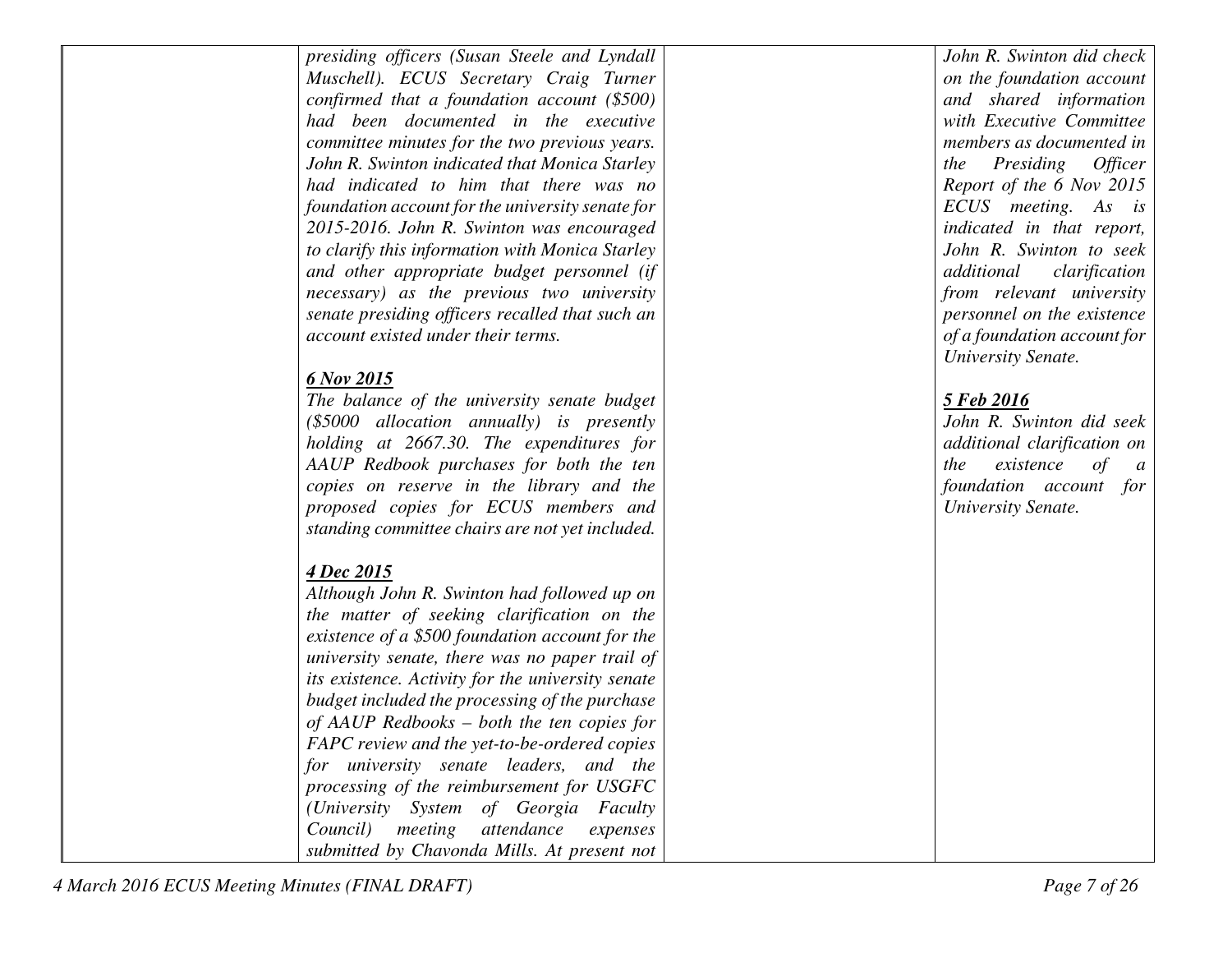| | | | |
|---|---|---|---|
| | *presiding officers (Susan Steele and Lyndall Muschell). ECUS Secretary Craig Turner confirmed that a foundation account ($500) had been documented in the executive committee minutes for the two previous years. John R. Swinton indicated that Monica Starley had indicated to him that there was no foundation account for the university senate for 2015-2016. John R. Swinton was encouraged to clarify this information with Monica Starley and other appropriate budget personnel (if necessary) as the previous two university senate presiding officers recalled that such an account existed under their terms.*<br><br>***6 Nov 2015***<br>*The balance of the university senate budget ($5000 allocation annually) is presently holding at 2667.30. The expenditures for AAUP Redbook purchases for both the ten copies on reserve in the library and the proposed copies for ECUS members and standing committee chairs are not yet included.*<br><br>***4 Dec 2015***<br>*Although John R. Swinton had followed up on the matter of seeking clarification on the existence of a $500 foundation account for the university senate, there was no paper trail of its existence. Activity for the university senate budget included the processing of the purchase of AAUP Redbooks – both the ten copies for FAPC review and the yet-to-be-ordered copies for university senate leaders, and the processing of the reimbursement for USGFC (University System of Georgia Faculty Council) meeting attendance expenses submitted by Chavonda Mills. At present not* | | *John R. Swinton did check on the foundation account and shared information with Executive Committee members as documented in the Presiding Officer Report of the 6 Nov 2015 ECUS meeting. As is indicated in that report, John R. Swinton to seek additional clarification from relevant university personnel on the existence of a foundation account for University Senate.*<br><br>***5 Feb 2016***<br>*John R. Swinton did seek additional clarification on the existence of a foundation account for University Senate.* |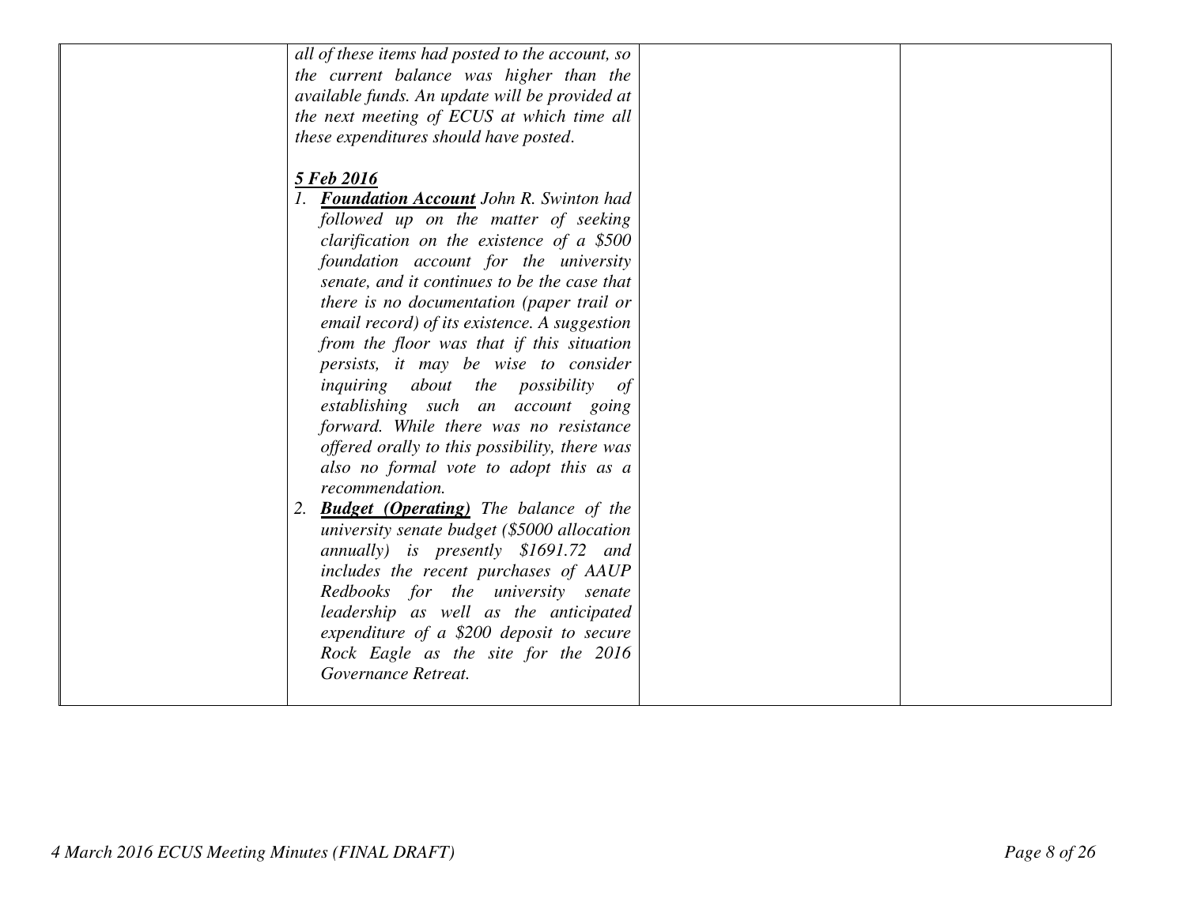| | | | |
|---|---|---|---|
| | *all of these items had posted to the account, so the current balance was higher than the available funds. An update will be provided at the next meeting of ECUS at which time all these expenditures should have posted.*<br><br>***5 Feb 2016***<br>1. ***Foundation Account*** *John R. Swinton had followed up on the matter of seeking clarification on the existence of a $500 foundation account for the university senate, and it continues to be the case that there is no documentation (paper trail or email record) of its existence. A suggestion from the floor was that if this situation persists, it may be wise to consider inquiring about the possibility of establishing such an account going forward. While there was no resistance offered orally to this possibility, there was also no formal vote to adopt this as a recommendation.*<br>2. ***Budget (Operating)*** *The balance of the university senate budget ($5000 allocation annually) is presently $1691.72 and includes the recent purchases of AAUP Redbooks for the university senate leadership as well as the anticipated expenditure of a $200 deposit to secure Rock Eagle as the site for the 2016 Governance Retreat.* | | |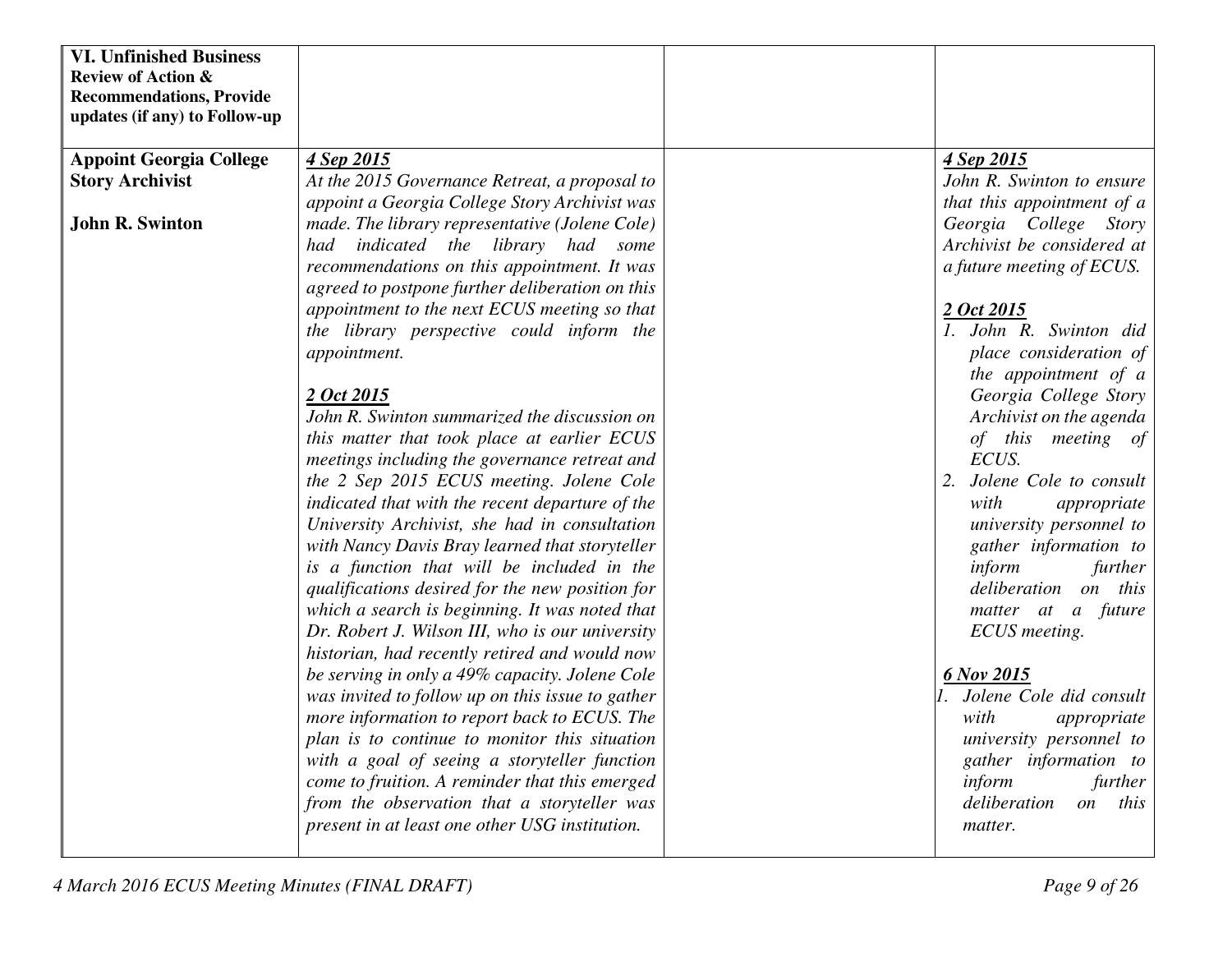| **VI. Unfinished Business Review of Action & Recommendations, Provide updates (if any) to Follow-up** | | | |
|---|---|---|---|
| **Appoint Georgia College Story Archivist**<br><br>**John R. Swinton** | ***4 Sep 2015***<br>*At the 2015 Governance Retreat, a proposal to appoint a Georgia College Story Archivist was made. The library representative (Jolene Cole) had indicated the library had some recommendations on this appointment. It was agreed to postpone further deliberation on this appointment to the next ECUS meeting so that the library perspective could inform the appointment.*<br><br>***2 Oct 2015***<br>*John R. Swinton summarized the discussion on this matter that took place at earlier ECUS meetings including the governance retreat and the 2 Sep 2015 ECUS meeting. Jolene Cole indicated that with the recent departure of the University Archivist, she had in consultation with Nancy Davis Bray learned that storyteller is a function that will be included in the qualifications desired for the new position for which a search is beginning. It was noted that Dr. Robert J. Wilson III, who is our university historian, had recently retired and would now be serving in only a 49% capacity. Jolene Cole was invited to follow up on this issue to gather more information to report back to ECUS. The plan is to continue to monitor this situation with a goal of seeing a storyteller function come to fruition. A reminder that this emerged from the observation that a storyteller was present in at least one other USG institution.* | | ***4 Sep 2015***<br>*John R. Swinton to ensure that this appointment of a Georgia College Story Archivist be considered at a future meeting of ECUS.*<br><br>***2 Oct 2015***<br>*1. John R. Swinton did place consideration of the appointment of a Georgia College Story Archivist on the agenda of this meeting of ECUS.*<br>*2. Jolene Cole to consult with appropriate university personnel to gather information to inform further deliberation on this matter at a future ECUS meeting.*<br><br>***6 Nov 2015***<br>*1. Jolene Cole did consult with appropriate university personnel to gather information to inform further deliberation on this matter.* |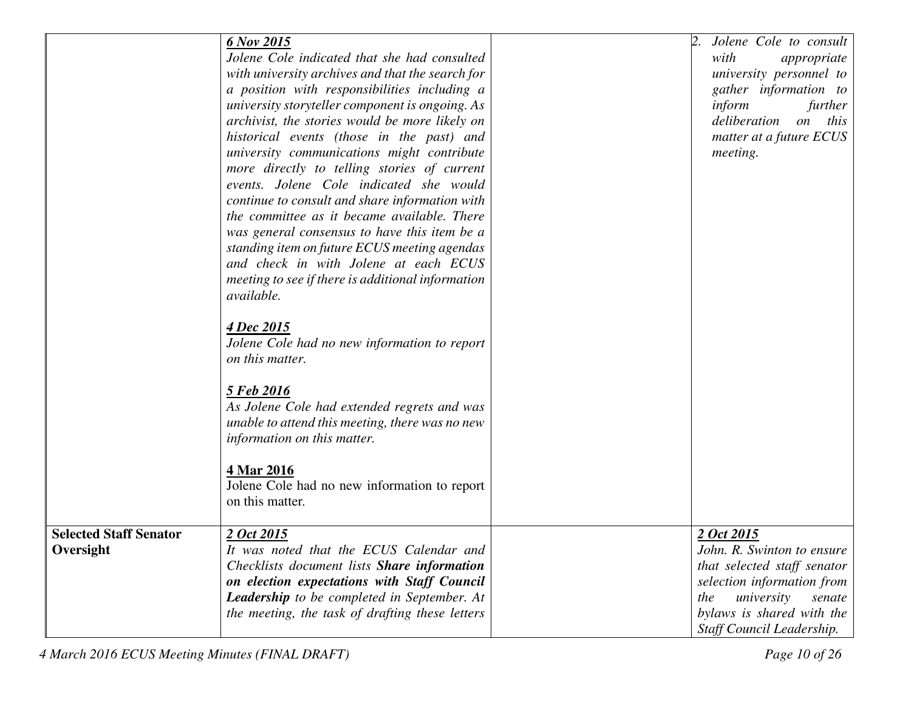| | | | |
|---|---|---|---|
| | ***6 Nov 2015***<br>*Jolene Cole indicated that she had consulted with university archives and that the search for a position with responsibilities including a university storyteller component is ongoing. As archivist, the stories would be more likely on historical events (those in the past) and university communications might contribute more directly to telling stories of current events. Jolene Cole indicated she would continue to consult and share information with the committee as it became available. There was general consensus to have this item be a standing item on future ECUS meeting agendas and check in with Jolene at each ECUS meeting to see if there is additional information available.*<br><br>***4 Dec 2015***<br>*Jolene Cole had no new information to report on this matter.*<br><br>***5 Feb 2016***<br>*As Jolene Cole had extended regrets and was unable to attend this meeting, there was no new information on this matter.*<br><br>**4 Mar 2016**<br>Jolene Cole had no new information to report on this matter. | | *2. Jolene Cole to consult with appropriate university personnel to gather information to inform further deliberation on this matter at a future ECUS meeting.* |
| **Selected Staff Senator Oversight** | ***2 Oct 2015***<br>*It was noted that the ECUS Calendar and Checklists document lists **Share information on election expectations with Staff Council Leadership** to be completed in September. At the meeting, the task of drafting these letters* | | ***2 Oct 2015***<br>*John. R. Swinton to ensure that selected staff senator selection information from the university senate bylaws is shared with the Staff Council Leadership.* |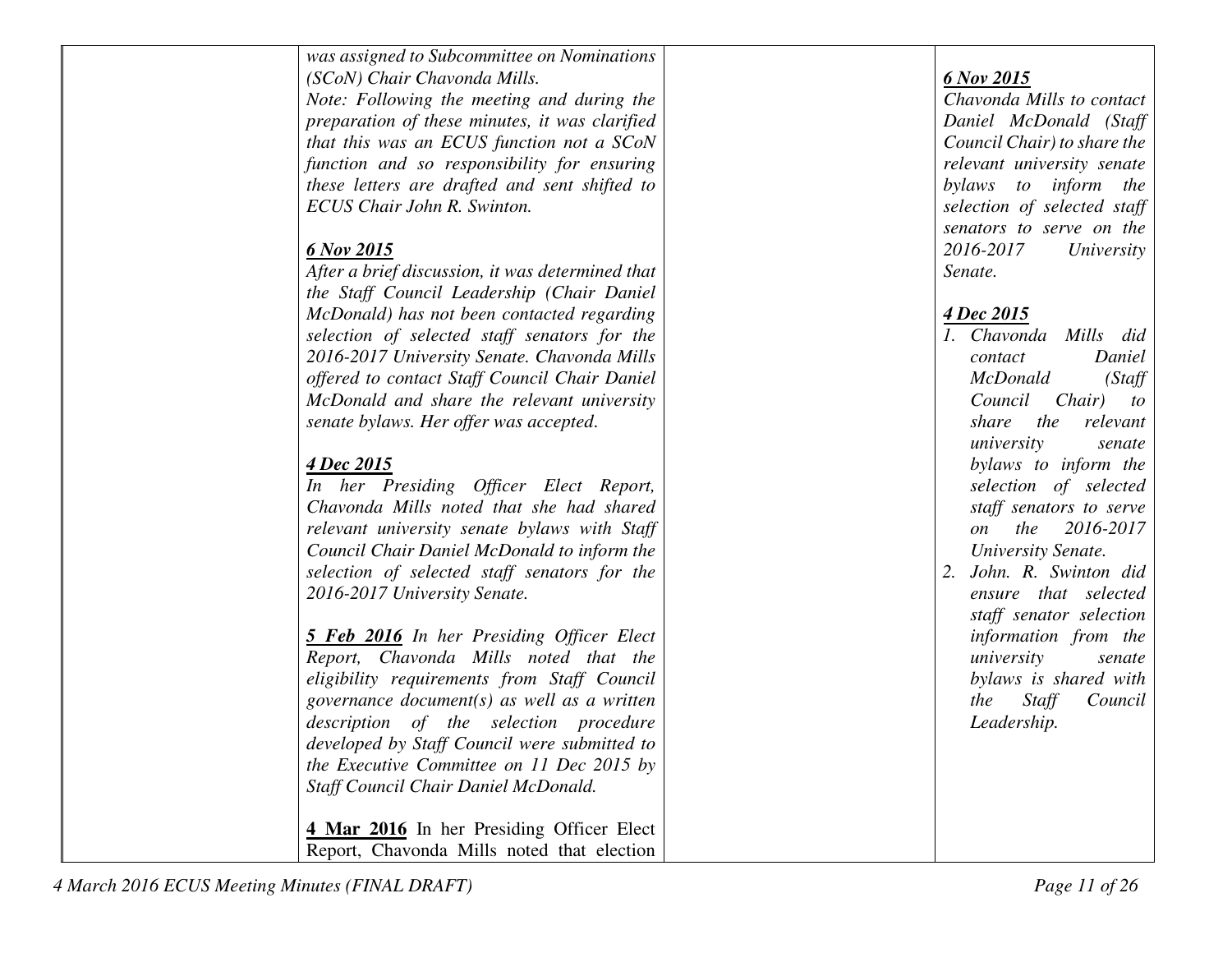| | | | |
|---|---|---|---|
| | *was assigned to Subcommittee on Nominations (SCoN) Chair Chavonda Mills.*<br>*Note: Following the meeting and during the preparation of these minutes, it was clarified that this was an ECUS function not a SCoN function and so responsibility for ensuring these letters are drafted and sent shifted to ECUS Chair John R. Swinton.*<br><br>***<u>6 Nov 2015</u>***<br>*After a brief discussion, it was determined that the Staff Council Leadership (Chair Daniel McDonald) has not been contacted regarding selection of selected staff senators for the 2016-2017 University Senate. Chavonda Mills offered to contact Staff Council Chair Daniel McDonald and share the relevant university senate bylaws. Her offer was accepted.*<br><br>***<u>4 Dec 2015</u>***<br>*In her Presiding Officer Elect Report, Chavonda Mills noted that she had shared relevant university senate bylaws with Staff Council Chair Daniel McDonald to inform the selection of selected staff senators for the 2016-2017 University Senate.*<br><br>***<u>5 Feb 2016</u>*** *In her Presiding Officer Elect Report, Chavonda Mills noted that the eligibility requirements from Staff Council governance document(s) as well as a written description of the selection procedure developed by Staff Council were submitted to the Executive Committee on 11 Dec 2015 by Staff Council Chair Daniel McDonald.*<br><br>**<u>4 Mar 2016</u>** In her Presiding Officer Elect Report, Chavonda Mills noted that election | | ***<u>6 Nov 2015</u>***<br>*Chavonda Mills to contact Daniel McDonald (Staff Council Chair) to share the relevant university senate bylaws to inform the selection of selected staff senators to serve on the 2016-2017 University Senate.*<br><br>***<u>4 Dec 2015</u>***<br>*1. Chavonda Mills did contact Daniel McDonald (Staff Council Chair) to share the relevant university senate bylaws to inform the selection of selected staff senators to serve on the 2016-2017 University Senate.*<br>*2. John. R. Swinton did ensure that selected staff senator selection information from the university senate bylaws is shared with the Staff Council Leadership.* |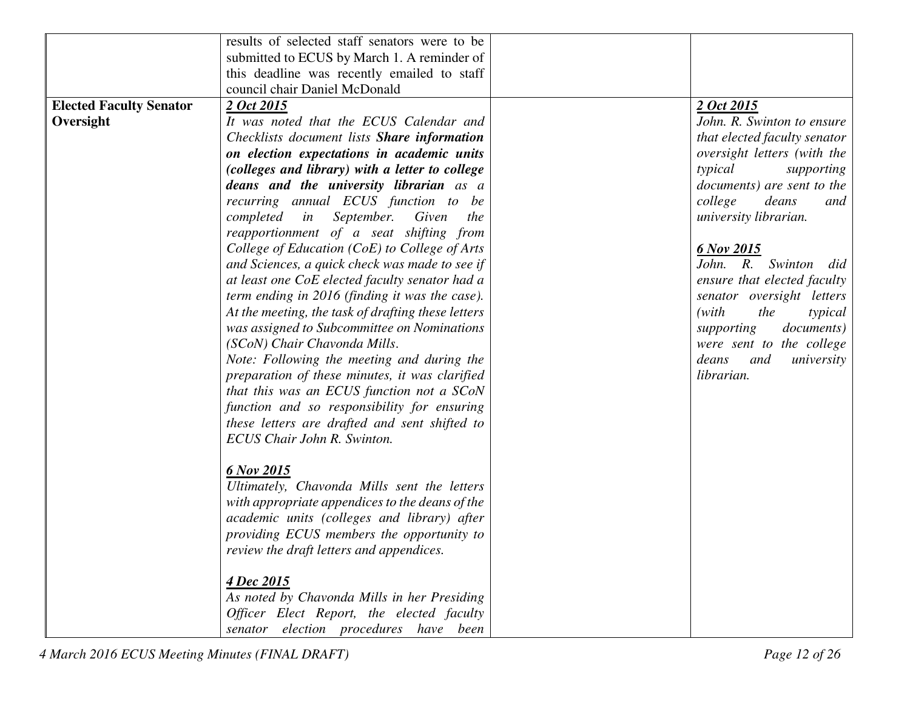| | | | |
|---|---|---|---|
| | results of selected staff senators were to be submitted to ECUS by March 1. A reminder of this deadline was recently emailed to staff council chair Daniel McDonald | | |
| **Elected Faculty Senator Oversight** | ***2 Oct 2015***<br>*It was noted that the ECUS Calendar and Checklists document lists* ***Share information on election expectations in academic units (colleges and library) with a letter to college deans and the university librarian*** *as a recurring annual ECUS function to be completed in September. Given the reapportionment of a seat shifting from College of Education (CoE) to College of Arts and Sciences, a quick check was made to see if at least one CoE elected faculty senator had a term ending in 2016 (finding it was the case). At the meeting, the task of drafting these letters was assigned to Subcommittee on Nominations (SCoN) Chair Chavonda Mills.*<br>*Note: Following the meeting and during the preparation of these minutes, it was clarified that this was an ECUS function not a SCoN function and so responsibility for ensuring these letters are drafted and sent shifted to ECUS Chair John R. Swinton.*<br><br>***6 Nov 2015***<br>*Ultimately, Chavonda Mills sent the letters with appropriate appendices to the deans of the academic units (colleges and library) after providing ECUS members the opportunity to review the draft letters and appendices.*<br><br>***4 Dec 2015***<br>*As noted by Chavonda Mills in her Presiding Officer Elect Report, the elected faculty senator election procedures have been* | | ***2 Oct 2015***<br>*John. R. Swinton to ensure that elected faculty senator oversight letters (with the typical supporting documents) are sent to the college deans and university librarian.*<br><br>***6 Nov 2015***<br>*John. R. Swinton did ensure that elected faculty senator oversight letters (with the typical supporting documents) were sent to the college deans and university librarian.* |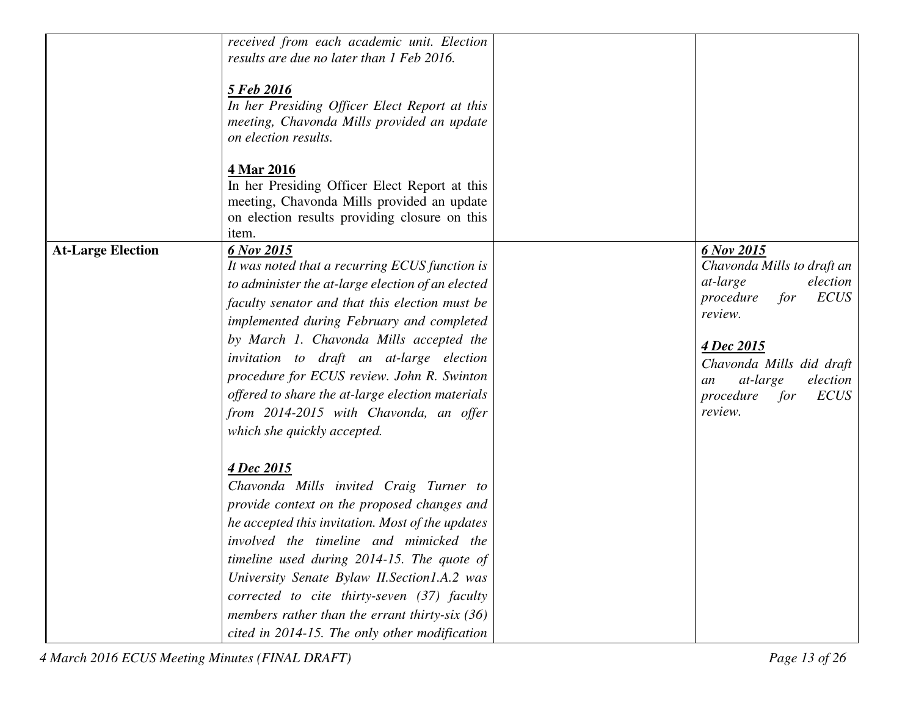| | | | |
|---|---|---|---|
| | *received from each academic unit. Election results are due no later than 1 Feb 2016.*<br><br>***5 Feb 2016***<br>*In her Presiding Officer Elect Report at this meeting, Chavonda Mills provided an update on election results.*<br><br>**4 Mar 2016**<br>In her Presiding Officer Elect Report at this meeting, Chavonda Mills provided an update on election results providing closure on this item. | | |
| **At-Large Election** | ***6 Nov 2015***<br>*It was noted that a recurring ECUS function is to administer the at-large election of an elected faculty senator and that this election must be implemented during February and completed by March 1. Chavonda Mills accepted the invitation to draft an at-large election procedure for ECUS review. John R. Swinton offered to share the at-large election materials from 2014-2015 with Chavonda, an offer which she quickly accepted.*<br><br>***4 Dec 2015***<br>*Chavonda Mills invited Craig Turner to provide context on the proposed changes and he accepted this invitation. Most of the updates involved the timeline and mimicked the timeline used during 2014-15. The quote of University Senate Bylaw II.Section1.A.2 was corrected to cite thirty-seven (37) faculty members rather than the errant thirty-six (36) cited in 2014-15. The only other modification* | | ***6 Nov 2015***<br>*Chavonda Mills to draft an at-large election procedure for ECUS review.*<br><br>***4 Dec 2015***<br>*Chavonda Mills did draft an at-large election procedure for ECUS review.* |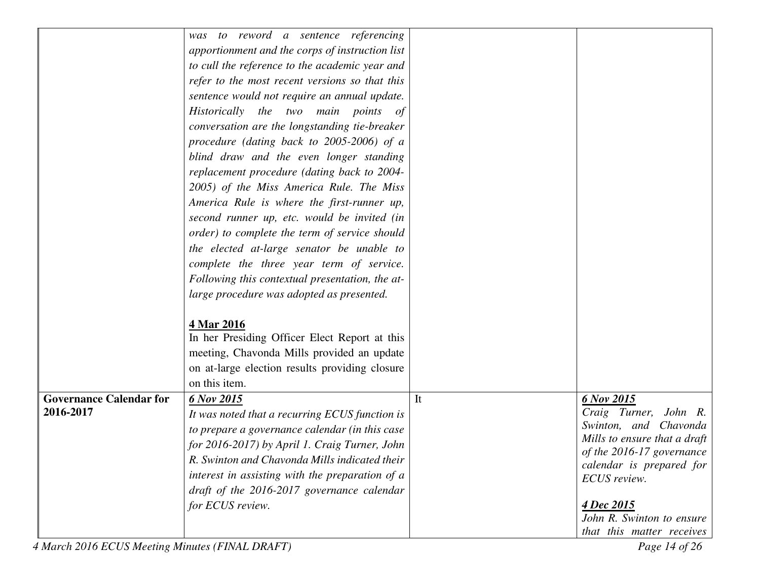| | | | |
|---|---|---|---|
| | *was to reword a sentence referencing apportionment and the corps of instruction list to cull the reference to the academic year and refer to the most recent versions so that this sentence would not require an annual update. Historically the two main points of conversation are the longstanding tie-breaker procedure (dating back to 2005-2006) of a blind draw and the even longer standing replacement procedure (dating back to 2004-2005) of the Miss America Rule. The Miss America Rule is where the first-runner up, second runner up, etc. would be invited (in order) to complete the term of service should the elected at-large senator be unable to complete the three year term of service. Following this contextual presentation, the at-large procedure was adopted as presented.*<br><br>**4 Mar 2016**<br>In her Presiding Officer Elect Report at this meeting, Chavonda Mills provided an update on at-large election results providing closure on this item. | | |
| **Governance Calendar for 2016-2017** | ***6 Nov 2015***<br>*It was noted that a recurring ECUS function is to prepare a governance calendar (in this case for 2016-2017) by April 1. Craig Turner, John R. Swinton and Chavonda Mills indicated their interest in assisting with the preparation of a draft of the 2016-2017 governance calendar for ECUS review.* | It | ***6 Nov 2015***<br>*Craig Turner, John R. Swinton, and Chavonda Mills to ensure that a draft of the 2016-17 governance calendar is prepared for ECUS review.*<br><br>***4 Dec 2015***<br>*John R. Swinton to ensure that this matter receives* |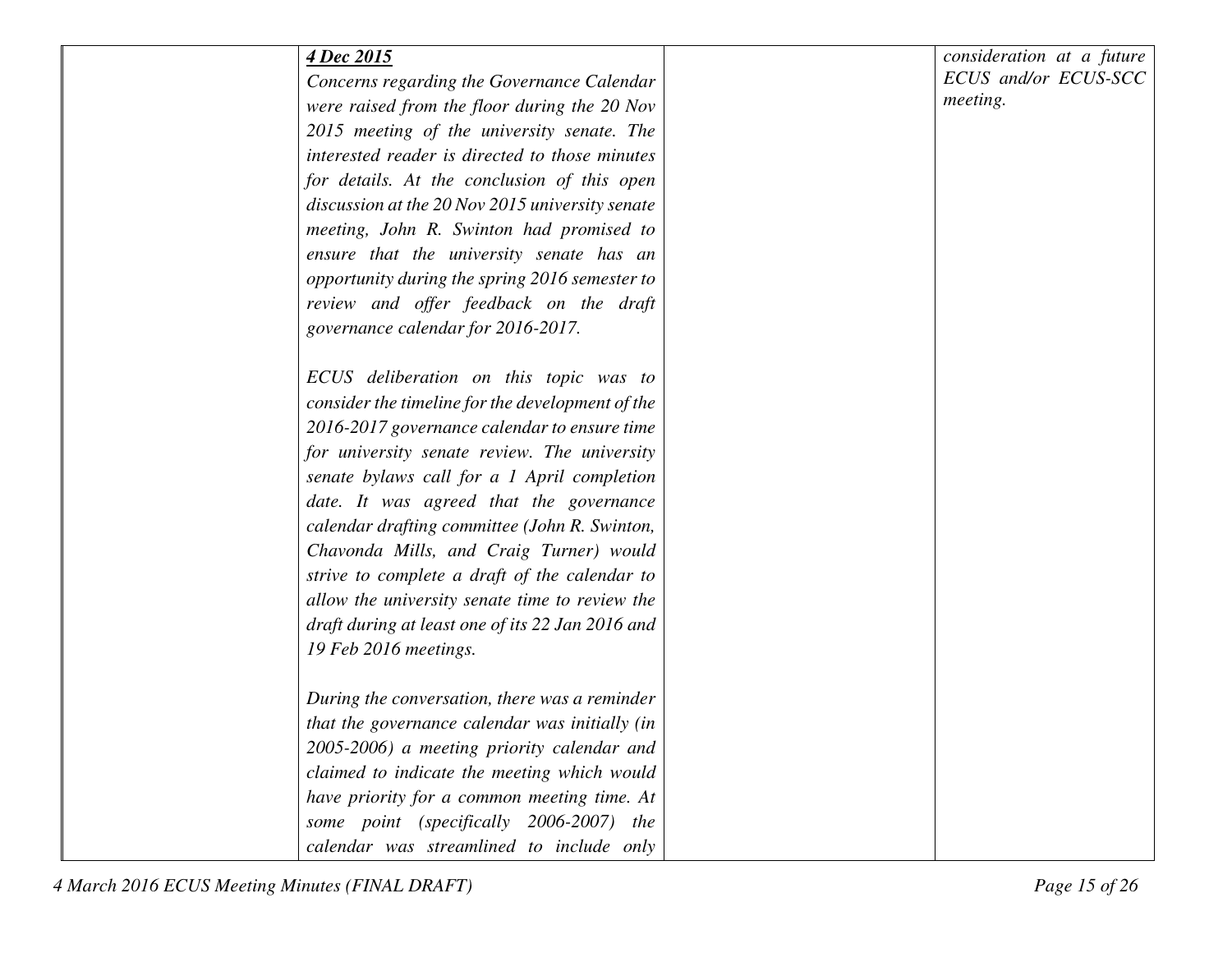| | | | |
|---|---|---|---|
| | ***4 Dec 2015***<br>*Concerns regarding the Governance Calendar were raised from the floor during the 20 Nov 2015 meeting of the university senate. The interested reader is directed to those minutes for details. At the conclusion of this open discussion at the 20 Nov 2015 university senate meeting, John R. Swinton had promised to ensure that the university senate has an opportunity during the spring 2016 semester to review and offer feedback on the draft governance calendar for 2016-2017.*<br><br>*ECUS deliberation on this topic was to consider the timeline for the development of the 2016-2017 governance calendar to ensure time for university senate review. The university senate bylaws call for a 1 April completion date. It was agreed that the governance calendar drafting committee (John R. Swinton, Chavonda Mills, and Craig Turner) would strive to complete a draft of the calendar to allow the university senate time to review the draft during at least one of its 22 Jan 2016 and 19 Feb 2016 meetings.*<br><br>*During the conversation, there was a reminder that the governance calendar was initially (in 2005-2006) a meeting priority calendar and claimed to indicate the meeting which would have priority for a common meeting time. At some point (specifically 2006-2007) the calendar was streamlined to include only* | | *consideration at a future ECUS and/or ECUS-SCC meeting.* |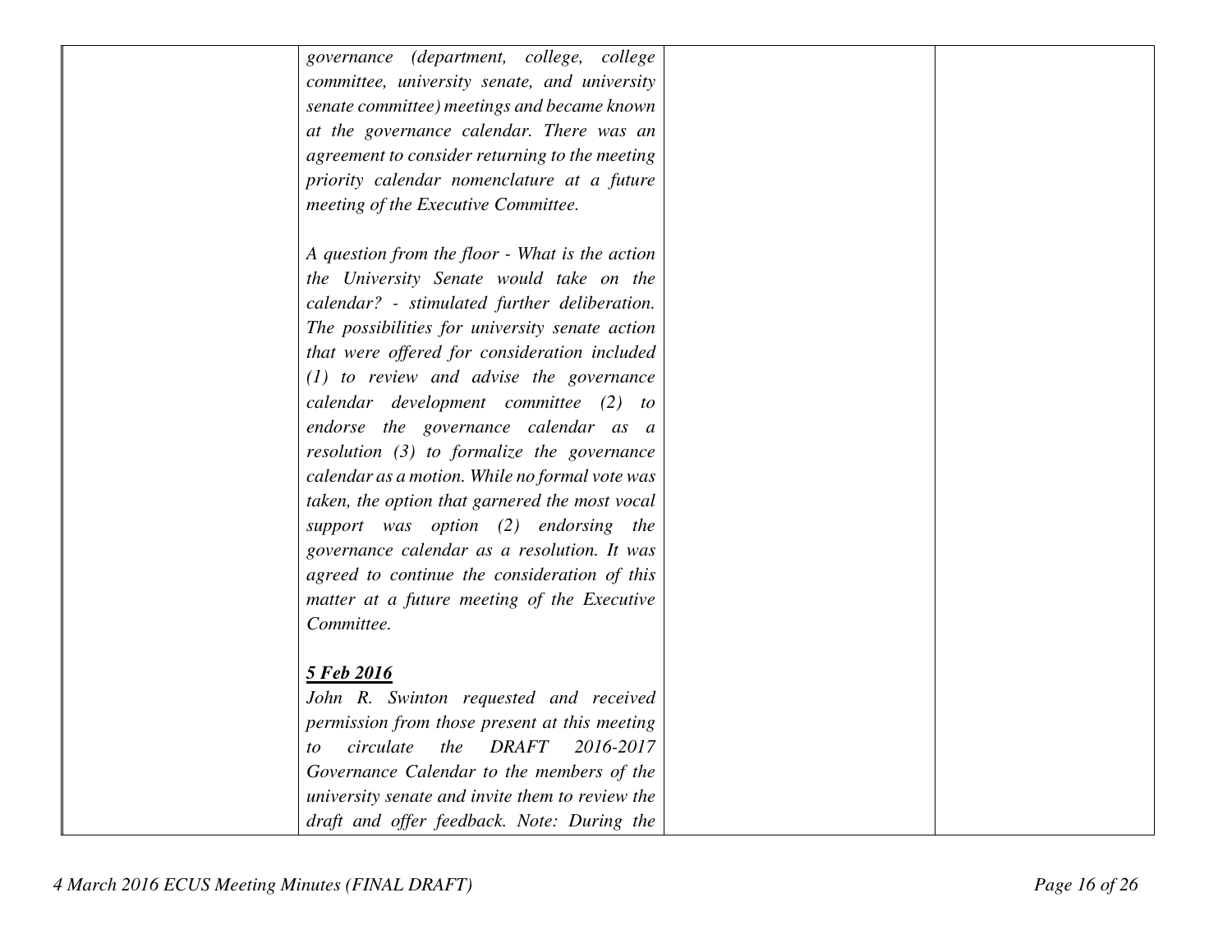| | | | |
|---|---|---|---|
| | *governance (department, college, college committee, university senate, and university senate committee) meetings and became known at the governance calendar. There was an agreement to consider returning to the meeting priority calendar nomenclature at a future meeting of the Executive Committee.*<br><br>*A question from the floor - What is the action the University Senate would take on the calendar? - stimulated further deliberation. The possibilities for university senate action that were offered for consideration included (1) to review and advise the governance calendar development committee (2) to endorse the governance calendar as a resolution (3) to formalize the governance calendar as a motion. While no formal vote was taken, the option that garnered the most vocal support was option (2) endorsing the governance calendar as a resolution. It was agreed to continue the consideration of this matter at a future meeting of the Executive Committee.*<br><br>***5 Feb 2016***<br>*John R. Swinton requested and received permission from those present at this meeting to circulate the DRAFT 2016-2017 Governance Calendar to the members of the university senate and invite them to review the draft and offer feedback. Note: During the* | | |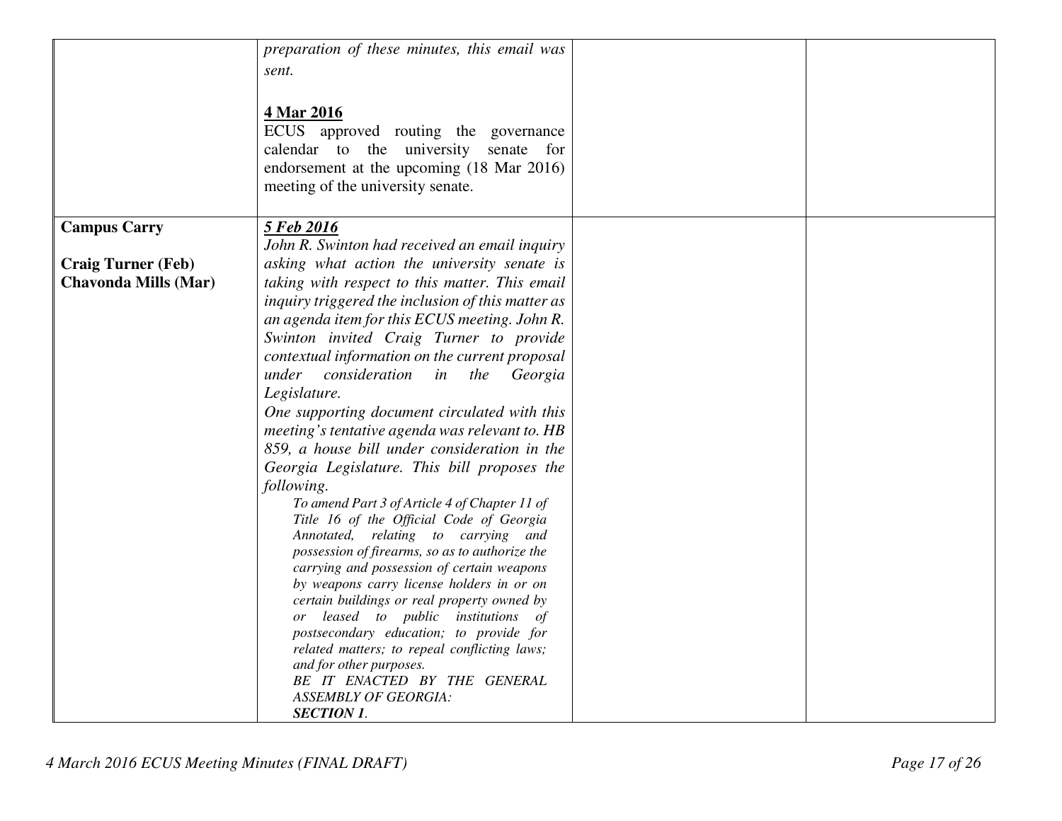| | | | |
|---|---|---|---|
| | *preparation of these minutes, this email was sent.*<br><br>**4 Mar 2016**<br>ECUS approved routing the governance calendar to the university senate for endorsement at the upcoming (18 Mar 2016) meeting of the university senate. | | |
| **Campus Carry**<br><br>**Craig Turner (Feb)**<br>**Chavonda Mills (Mar)** | ***5 Feb 2016***<br>*John R. Swinton had received an email inquiry asking what action the university senate is taking with respect to this matter. This email inquiry triggered the inclusion of this matter as an agenda item for this ECUS meeting. John R. Swinton invited Craig Turner to provide contextual information on the current proposal under consideration in the Georgia Legislature.*<br>*One supporting document circulated with this meeting's tentative agenda was relevant to. HB 859, a house bill under consideration in the Georgia Legislature. This bill proposes the following.*<br>*To amend Part 3 of Article 4 of Chapter 11 of Title 16 of the Official Code of Georgia Annotated, relating to carrying and possession of firearms, so as to authorize the carrying and possession of certain weapons by weapons carry license holders in or on certain buildings or real property owned by or leased to public institutions of postsecondary education; to provide for related matters; to repeal conflicting laws; and for other purposes.*<br>*BE IT ENACTED BY THE GENERAL ASSEMBLY OF GEORGIA:*<br>***SECTION 1**.* | | |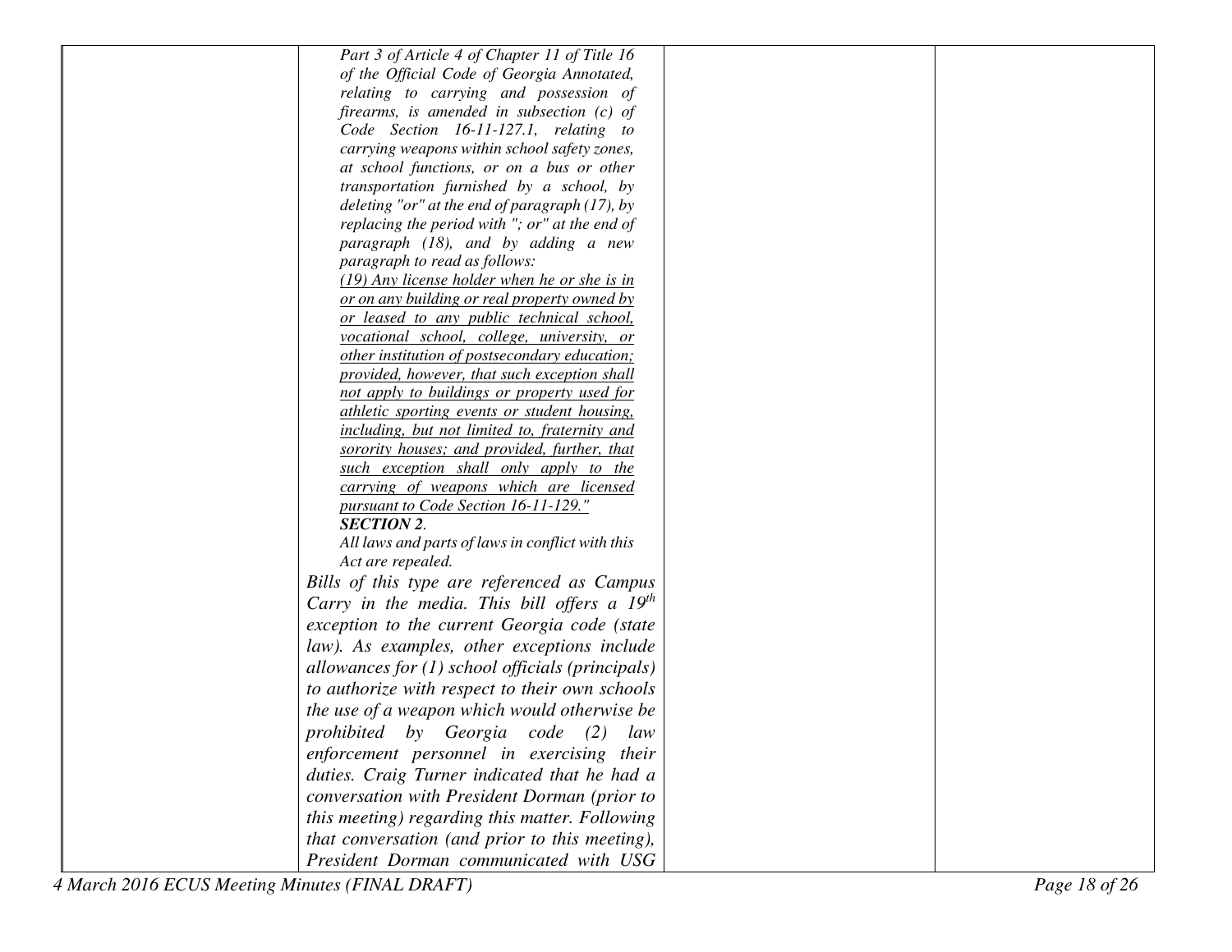| | | | |
|---|---|---|---|
| | *Part 3 of Article 4 of Chapter 11 of Title 16 of the Official Code of Georgia Annotated, relating to carrying and possession of firearms, is amended in subsection (c) of Code Section 16-11-127.1, relating to carrying weapons within school safety zones, at school functions, or on a bus or other transportation furnished by a school, by deleting "or" at the end of paragraph (17), by replacing the period with "; or" at the end of paragraph (18), and by adding a new paragraph to read as follows:*<br>*<u>(19) Any license holder when he or she is in or on any building or real property owned by or leased to any public technical school, vocational school, college, university, or other institution of postsecondary education; provided, however, that such exception shall not apply to buildings or property used for athletic sporting events or student housing, including, but not limited to, fraternity and sorority houses; and provided, further, that such exception shall only apply to the carrying of weapons which are licensed pursuant to Code Section 16-11-129."</u>*<br>***SECTION 2**.*<br>*All laws and parts of laws in conflict with this Act are repealed.*<br>*Bills of this type are referenced as Campus Carry in the media. This bill offers a 19th exception to the current Georgia code (state law). As examples, other exceptions include allowances for (1) school officials (principals) to authorize with respect to their own schools the use of a weapon which would otherwise be prohibited by Georgia code (2) law enforcement personnel in exercising their duties. Craig Turner indicated that he had a conversation with President Dorman (prior to this meeting) regarding this matter. Following that conversation (and prior to this meeting), President Dorman communicated with USG* | | |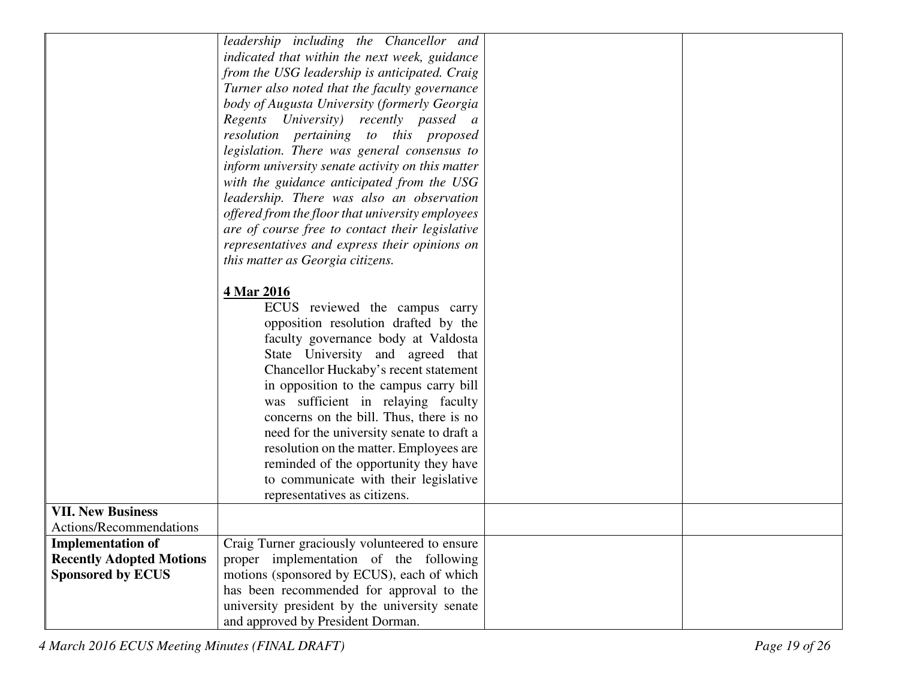| | | | |
|---|---|---|---|
| | *leadership including the Chancellor and indicated that within the next week, guidance from the USG leadership is anticipated. Craig Turner also noted that the faculty governance body of Augusta University (formerly Georgia Regents University) recently passed a resolution pertaining to this proposed legislation. There was general consensus to inform university senate activity on this matter with the guidance anticipated from the USG leadership. There was also an observation offered from the floor that university employees are of course free to contact their legislative representatives and express their opinions on this matter as Georgia citizens.*<br><br>**<u>4 Mar 2016</u>**<br>ECUS reviewed the campus carry opposition resolution drafted by the faculty governance body at Valdosta State University and agreed that Chancellor Huckaby's recent statement in opposition to the campus carry bill was sufficient in relaying faculty concerns on the bill. Thus, there is no need for the university senate to draft a resolution on the matter. Employees are reminded of the opportunity they have to communicate with their legislative representatives as citizens. | | |
| **VII. New Business** Actions/Recommendations | | | |
| **Implementation of Recently Adopted Motions Sponsored by ECUS** | Craig Turner graciously volunteered to ensure proper implementation of the following motions (sponsored by ECUS), each of which has been recommended for approval to the university president by the university senate and approved by President Dorman. | | |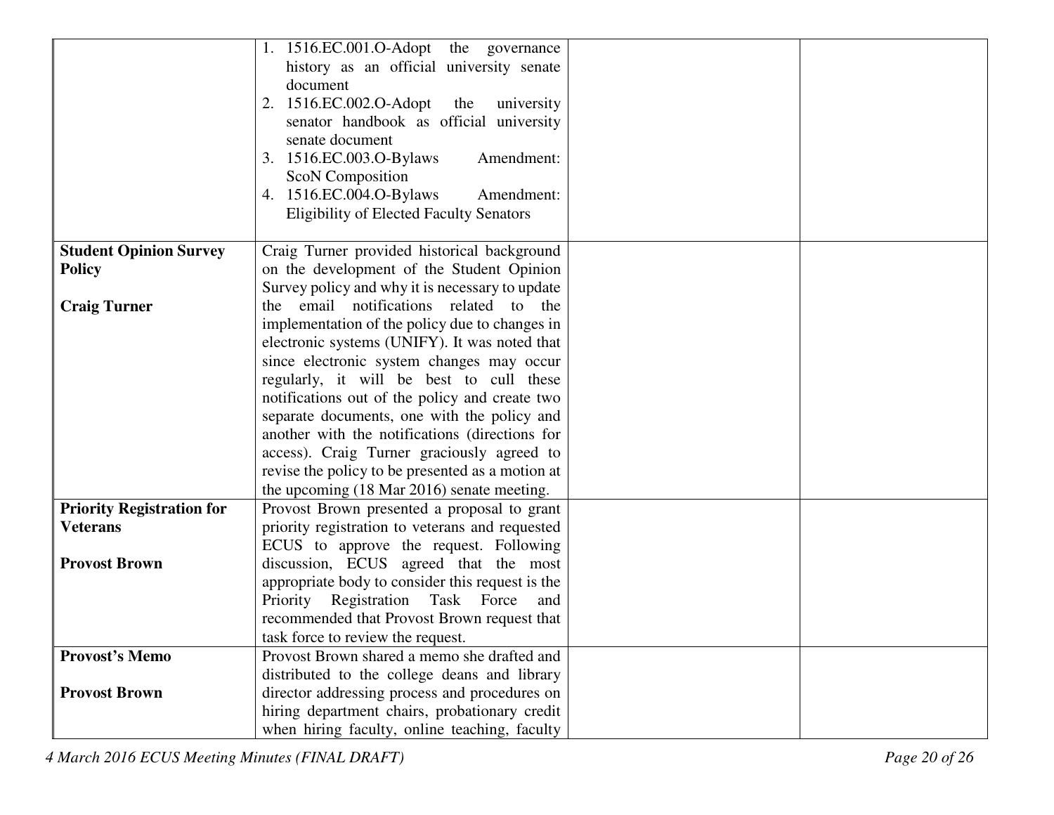| | | | |
|---|---|---|---|
| | 1. 1516.EC.001.O-Adopt the governance history as an official university senate document<br>2. 1516.EC.002.O-Adopt the university senator handbook as official university senate document<br>3. 1516.EC.003.O-Bylaws Amendment: ScoN Composition<br>4. 1516.EC.004.O-Bylaws Amendment: Eligibility of Elected Faculty Senators | | |
| **Student Opinion Survey Policy**<br><br>**Craig Turner** | Craig Turner provided historical background on the development of the Student Opinion Survey policy and why it is necessary to update the email notifications related to the implementation of the policy due to changes in electronic systems (UNIFY). It was noted that since electronic system changes may occur regularly, it will be best to cull these notifications out of the policy and create two separate documents, one with the policy and another with the notifications (directions for access). Craig Turner graciously agreed to revise the policy to be presented as a motion at the upcoming (18 Mar 2016) senate meeting. | | |
| **Priority Registration for Veterans**<br><br>**Provost Brown** | Provost Brown presented a proposal to grant priority registration to veterans and requested ECUS to approve the request. Following discussion, ECUS agreed that the most appropriate body to consider this request is the Priority Registration Task Force and recommended that Provost Brown request that task force to review the request. | | |
| **Provost's Memo**<br><br>**Provost Brown** | Provost Brown shared a memo she drafted and distributed to the college deans and library director addressing process and procedures on hiring department chairs, probationary credit when hiring faculty, online teaching, faculty | | |

*4 March 2016 ECUS Meeting Minutes (FINAL DRAFT)*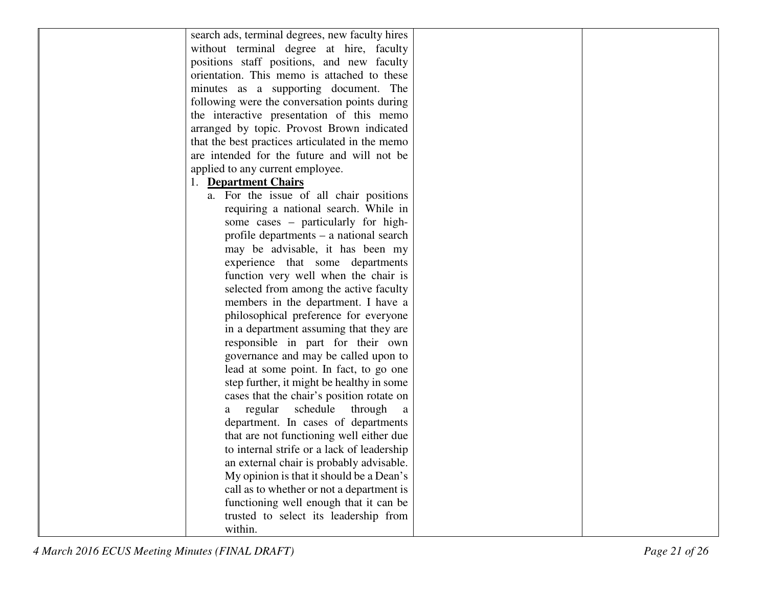| | | | |
|---|---|---|---|
| | search ads, terminal degrees, new faculty hires without terminal degree at hire, faculty positions staff positions, and new faculty orientation. This memo is attached to these minutes as a supporting document. The following were the conversation points during the interactive presentation of this memo arranged by topic. Provost Brown indicated that the best practices articulated in the memo are intended for the future and will not be applied to any current employee.<br>1. **<u>Department Chairs</u>**<br>a. For the issue of all chair positions requiring a national search. While in some cases – particularly for high-profile departments – a national search may be advisable, it has been my experience that some departments function very well when the chair is selected from among the active faculty members in the department. I have a philosophical preference for everyone in a department assuming that they are responsible in part for their own governance and may be called upon to lead at some point. In fact, to go one step further, it might be healthy in some cases that the chair's position rotate on a regular schedule through a department. In cases of departments that are not functioning well either due to internal strife or a lack of leadership an external chair is probably advisable. My opinion is that it should be a Dean's call as to whether or not a department is functioning well enough that it can be trusted to select its leadership from within. | | |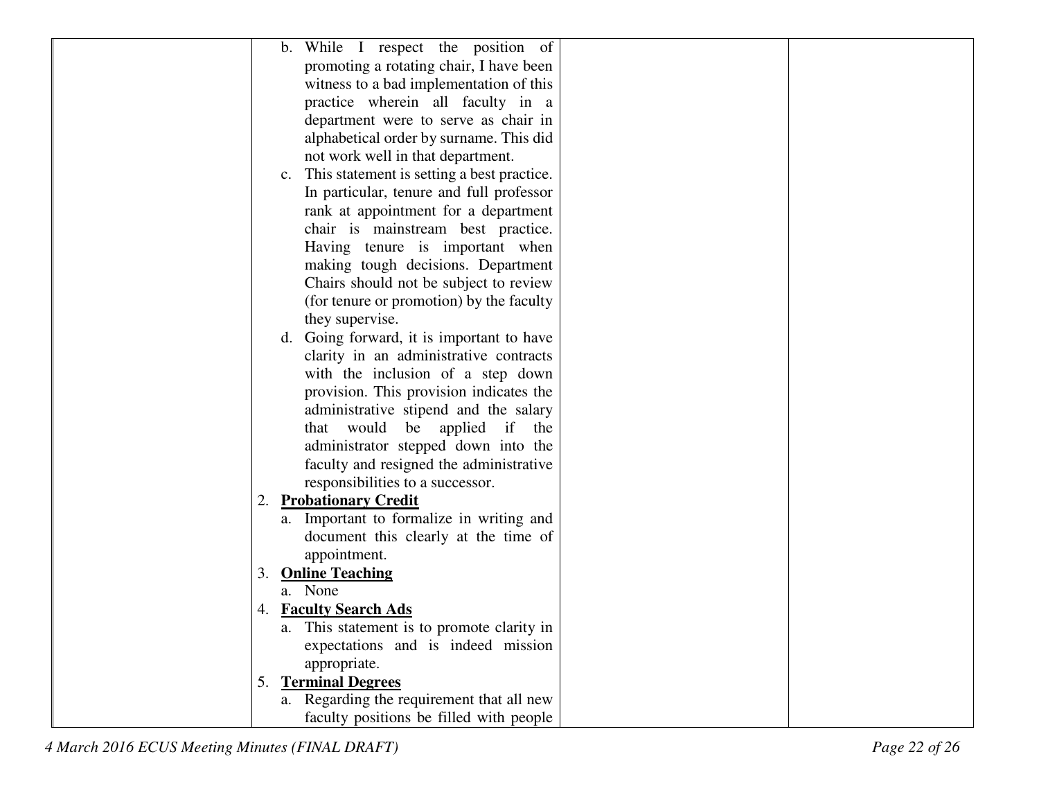| | | | |
|---|---|---|---|
| | b. While I respect the position of promoting a rotating chair, I have been witness to a bad implementation of this practice wherein all faculty in a department were to serve as chair in alphabetical order by surname. This did not work well in that department.<br>c. This statement is setting a best practice. In particular, tenure and full professor rank at appointment for a department chair is mainstream best practice. Having tenure is important when making tough decisions. Department Chairs should not be subject to review (for tenure or promotion) by the faculty they supervise.<br>d. Going forward, it is important to have clarity in an administrative contracts with the inclusion of a step down provision. This provision indicates the administrative stipend and the salary that would be applied if the administrator stepped down into the faculty and resigned the administrative responsibilities to a successor.<br>2. **Probationary Credit**<br>a. Important to formalize in writing and document this clearly at the time of appointment.<br>3. **Online Teaching**<br>a. None<br>4. **Faculty Search Ads**<br>a. This statement is to promote clarity in expectations and is indeed mission appropriate.<br>5. **Terminal Degrees**<br>a. Regarding the requirement that all new faculty positions be filled with people | | |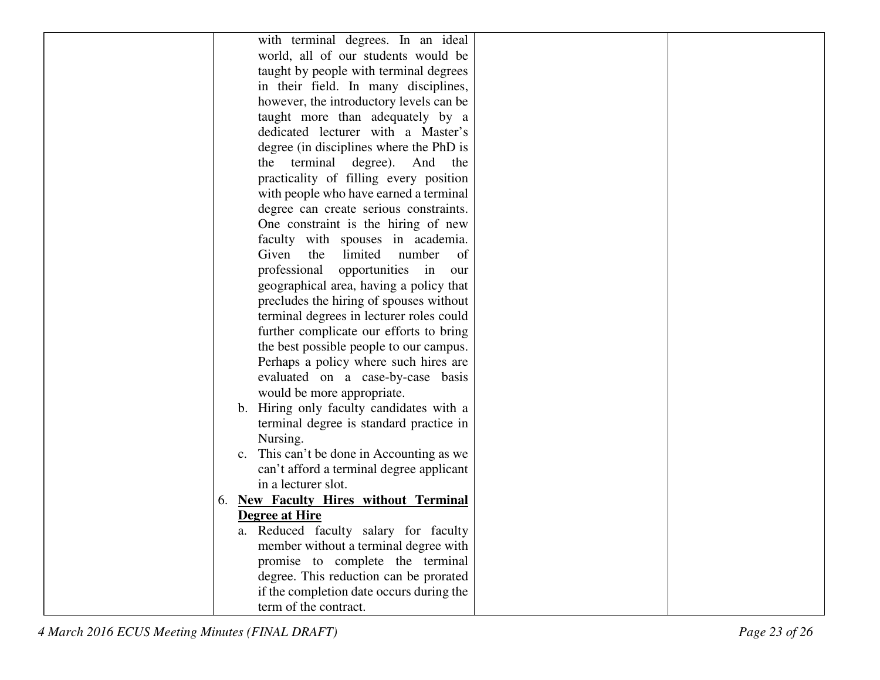| | | | |
|---|---|---|---|
| | with terminal degrees. In an ideal world, all of our students would be taught by people with terminal degrees in their field. In many disciplines, however, the introductory levels can be taught more than adequately by a dedicated lecturer with a Master's degree (in disciplines where the PhD is the terminal degree). And the practicality of filling every position with people who have earned a terminal degree can create serious constraints. One constraint is the hiring of new faculty with spouses in academia. Given the limited number of professional opportunities in our geographical area, having a policy that precludes the hiring of spouses without terminal degrees in lecturer roles could further complicate our efforts to bring the best possible people to our campus. Perhaps a policy where such hires are evaluated on a case-by-case basis would be more appropriate.<br>b. Hiring only faculty candidates with a terminal degree is standard practice in Nursing.<br>c. This can't be done in Accounting as we can't afford a terminal degree applicant in a lecturer slot.<br>6. **<u>New Faculty Hires without Terminal Degree at Hire</u>**<br>a. Reduced faculty salary for faculty member without a terminal degree with promise to complete the terminal degree. This reduction can be prorated if the completion date occurs during the term of the contract. | | |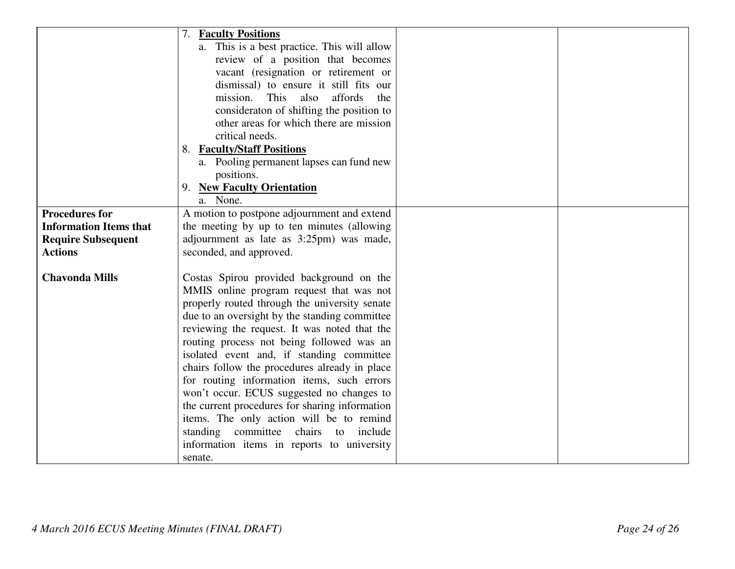| | | | |
|---|---|---|---|
| | 7. **Faculty Positions**<br>a. This is a best practice. This will allow review of a position that becomes vacant (resignation or retirement or dismissal) to ensure it still fits our mission. This also affords the consideraton of shifting the position to other areas for which there are mission critical needs.<br>8. **Faculty/Staff Positions**<br>a. Pooling permanent lapses can fund new positions.<br>9. **New Faculty Orientation**<br>a. None. | | |
| **Procedures for Information Items that Require Subsequent Actions**<br><br>**Chavonda Mills** | A motion to postpone adjournment and extend the meeting by up to ten minutes (allowing adjournment as late as 3:25pm) was made, seconded, and approved.<br><br>Costas Spirou provided background on the MMIS online program request that was not properly routed through the university senate due to an oversight by the standing committee reviewing the request. It was noted that the routing process not being followed was an isolated event and, if standing committee chairs follow the procedures already in place for routing information items, such errors won't occur. ECUS suggested no changes to the current procedures for sharing information items. The only action will be to remind standing committee chairs to include information items in reports to university senate. | | |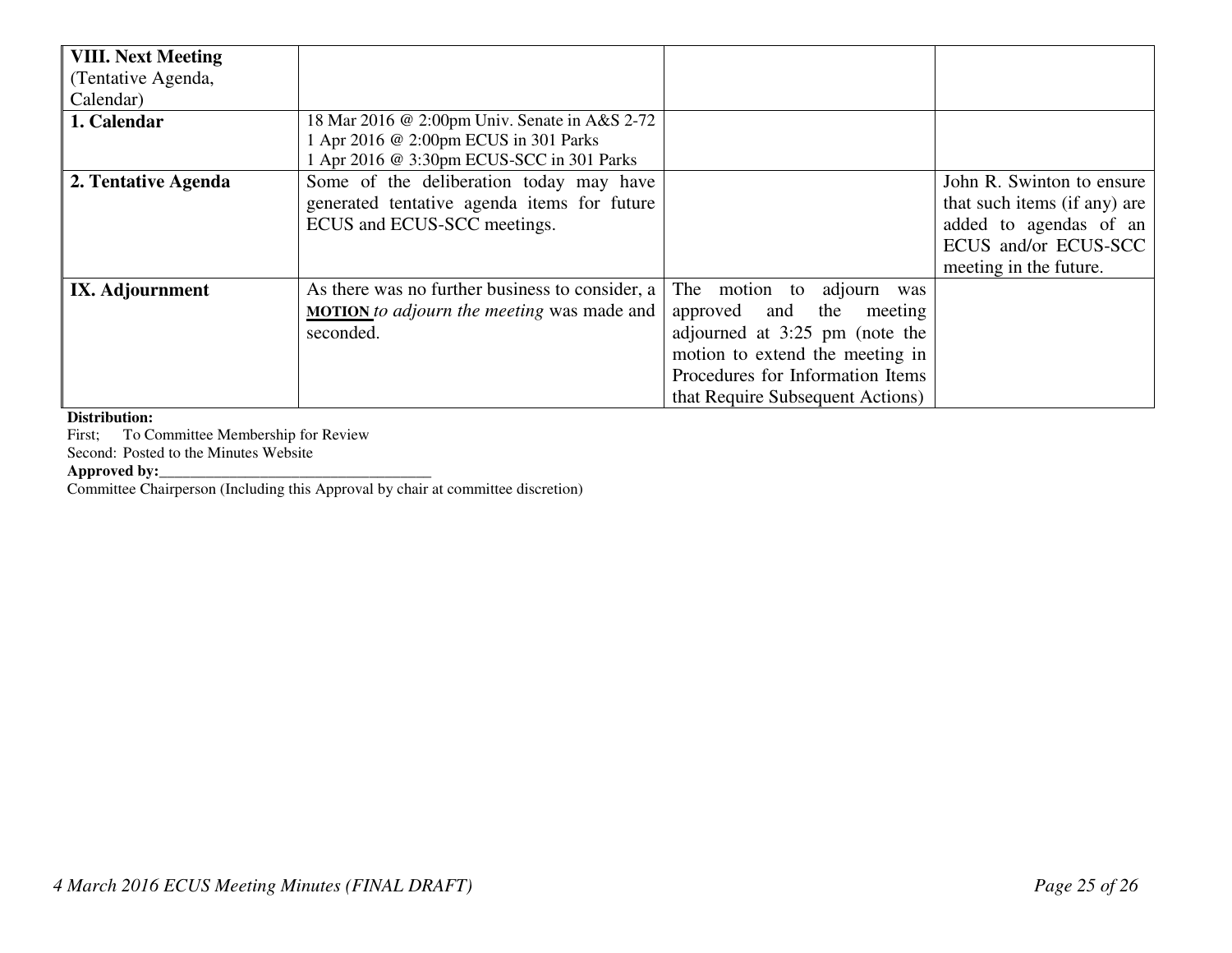| | | | |
|---|---|---|---|
| **VIII. Next Meeting** (Tentative Agenda, Calendar) | | | |
| **1. Calendar** | 18 Mar 2016 @ 2:00pm Univ. Senate in A&S 2-72<br>1 Apr 2016 @ 2:00pm ECUS in 301 Parks<br>1 Apr 2016 @ 3:30pm ECUS-SCC in 301 Parks | | |
| **2. Tentative Agenda** | Some of the deliberation today may have generated tentative agenda items for future ECUS and ECUS-SCC meetings. | | John R. Swinton to ensure that such items (if any) are added to agendas of an ECUS and/or ECUS-SCC meeting in the future. |
| **IX. Adjournment** | As there was no further business to consider, a **MOTION** *to adjourn the meeting* was made and seconded. | The motion to adjourn was approved and the meeting adjourned at 3:25 pm (note the motion to extend the meeting in Procedures for Information Items that Require Subsequent Actions) | |

**Distribution:**
First; To Committee Membership for Review
Second: Posted to the Minutes Website
**Approved by:**___________________________________
Committee Chairperson (Including this Approval by chair at committee discretion)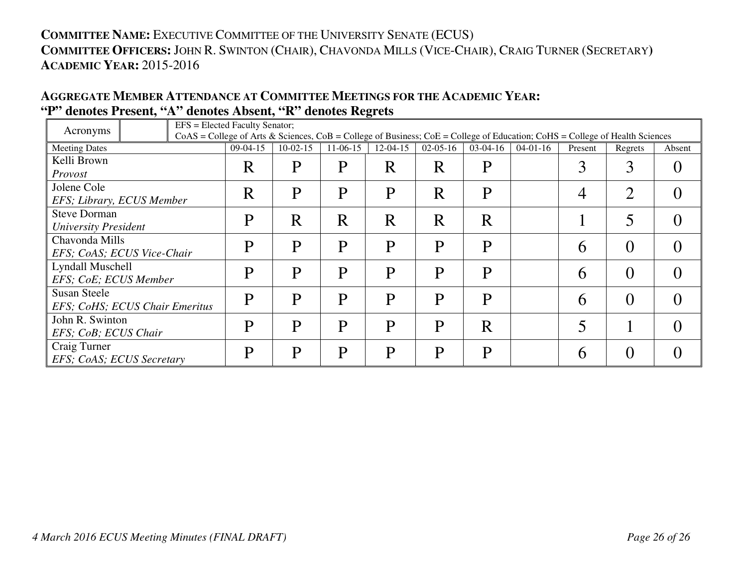**COMMITTEE NAME:** EXECUTIVE COMMITTEE OF THE UNIVERSITY SENATE (ECUS)
**COMMITTEE OFFICERS:** JOHN R. SWINTON (CHAIR), CHAVONDA MILLS (VICE-CHAIR), CRAIG TURNER (SECRETARY)
**ACADEMIC YEAR:** 2015-2016

**AGGREGATE MEMBER ATTENDANCE AT COMMITTEE MEETINGS FOR THE ACADEMIC YEAR:**
**"P" denotes Present, "A" denotes Absent, "R" denotes Regrets**

| Acronyms | EFS = Elected Faculty Senator; CoAS = College of Arts & Sciences, CoB = College of Business; CoE = College of Education; CoHS = College of Health Sciences | | | | | | | | | |
|---|---|---|---|---|---|---|---|---|---|---|
| Meeting Dates | 09-04-15 | 10-02-15 | 11-06-15 | 12-04-15 | 02-05-16 | 03-04-16 | 04-01-16 | Present | Regrets | Absent |
| Kelli Brown<br>*Provost* | R | P | P | R | R | P | | 3 | 3 | 0 |
| Jolene Cole<br>*EFS; Library, ECUS Member* | R | P | P | P | R | P | | 4 | 2 | 0 |
| Steve Dorman<br>*University President* | P | R | R | R | R | R | | 1 | 5 | 0 |
| Chavonda Mills<br>*EFS; CoAS; ECUS Vice-Chair* | P | P | P | P | P | P | | 6 | 0 | 0 |
| Lyndall Muschell<br>*EFS; CoE; ECUS Member* | P | P | P | P | P | P | | 6 | 0 | 0 |
| Susan Steele<br>*EFS; CoHS; ECUS Chair Emeritus* | P | P | P | P | P | P | | 6 | 0 | 0 |
| John R. Swinton<br>*EFS; CoB; ECUS Chair* | P | P | P | P | P | R | | 5 | 1 | 0 |
| Craig Turner<br>*EFS; CoAS; ECUS Secretary* | P | P | P | P | P | P | | 6 | 0 | 0 |

*4 March 2016 ECUS Meeting Minutes (FINAL DRAFT)*